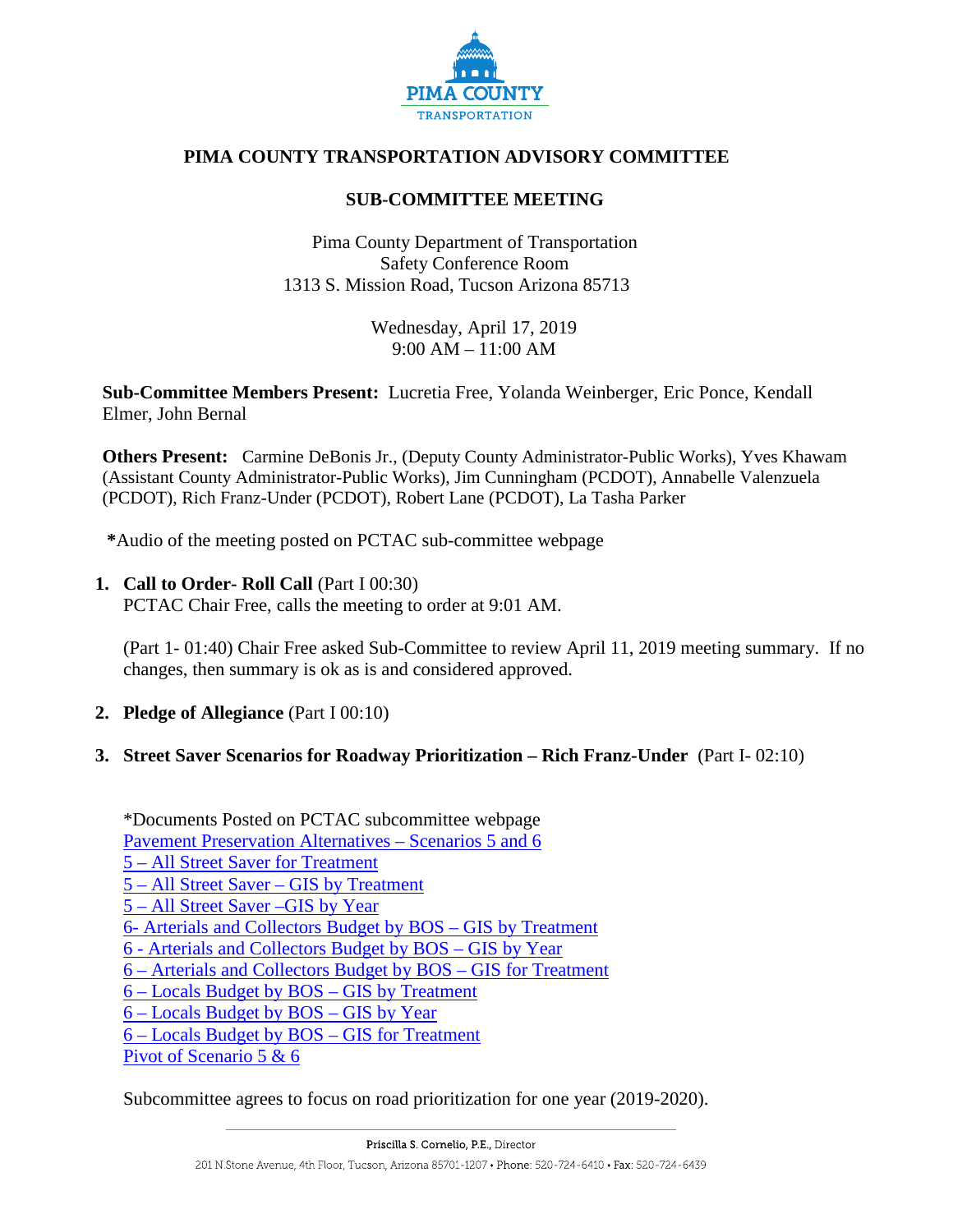# PIMA COUNTY TRANSPORTATION ADVISORY COMMITTEE

## SUB-COMMITTEE MEETING

Pima County Department of Transportation
Safety Conference Room
1313 S. Mission Road, Tucson Arizona 85713

Wednesday, April 17, 2019
9:00 AM – 11:00 AM

**Sub-Committee Members Present:** Lucretia Free, Yolanda Weinberger, Eric Ponce, Kendall Elmer, John Bernal

**Others Present:** Carmine DeBonis Jr., (Deputy County Administrator-Public Works), Yves Khawam (Assistant County Administrator-Public Works), Jim Cunningham (PCDOT), Annabelle Valenzuela (PCDOT), Rich Franz-Under (PCDOT), Robert Lane (PCDOT), La Tasha Parker

**\***Audio of the meeting posted on PCTAC sub-committee webpage

1. **Call to Order- Roll Call** (Part I 00:30)
   PCTAC Chair Free, calls the meeting to order at 9:01 AM.

   (Part 1- 01:40) Chair Free asked Sub-Committee to review April 11, 2019 meeting summary. If no changes, then summary is ok as is and considered approved.

2. **Pledge of Allegiance** (Part I 00:10)

3. **Street Saver Scenarios for Roadway Prioritization – Rich Franz-Under** (Part I- 02:10)

   *Documents Posted on PCTAC subcommittee webpage
   Pavement Preservation Alternatives – Scenarios 5 and 6
   5 – All Street Saver for Treatment
   5 – All Street Saver – GIS by Treatment
   5 – All Street Saver –GIS by Year
   6- Arterials and Collectors Budget by BOS – GIS by Treatment
   6 - Arterials and Collectors Budget by BOS – GIS by Year
   6 – Arterials and Collectors Budget by BOS – GIS for Treatment
   6 – Locals Budget by BOS – GIS by Treatment
   6 – Locals Budget by BOS – GIS by Year
   6 – Locals Budget by BOS – GIS for Treatment
   Pivot of Scenario 5 & 6

   Subcommittee agrees to focus on road prioritization for one year (2019-2020).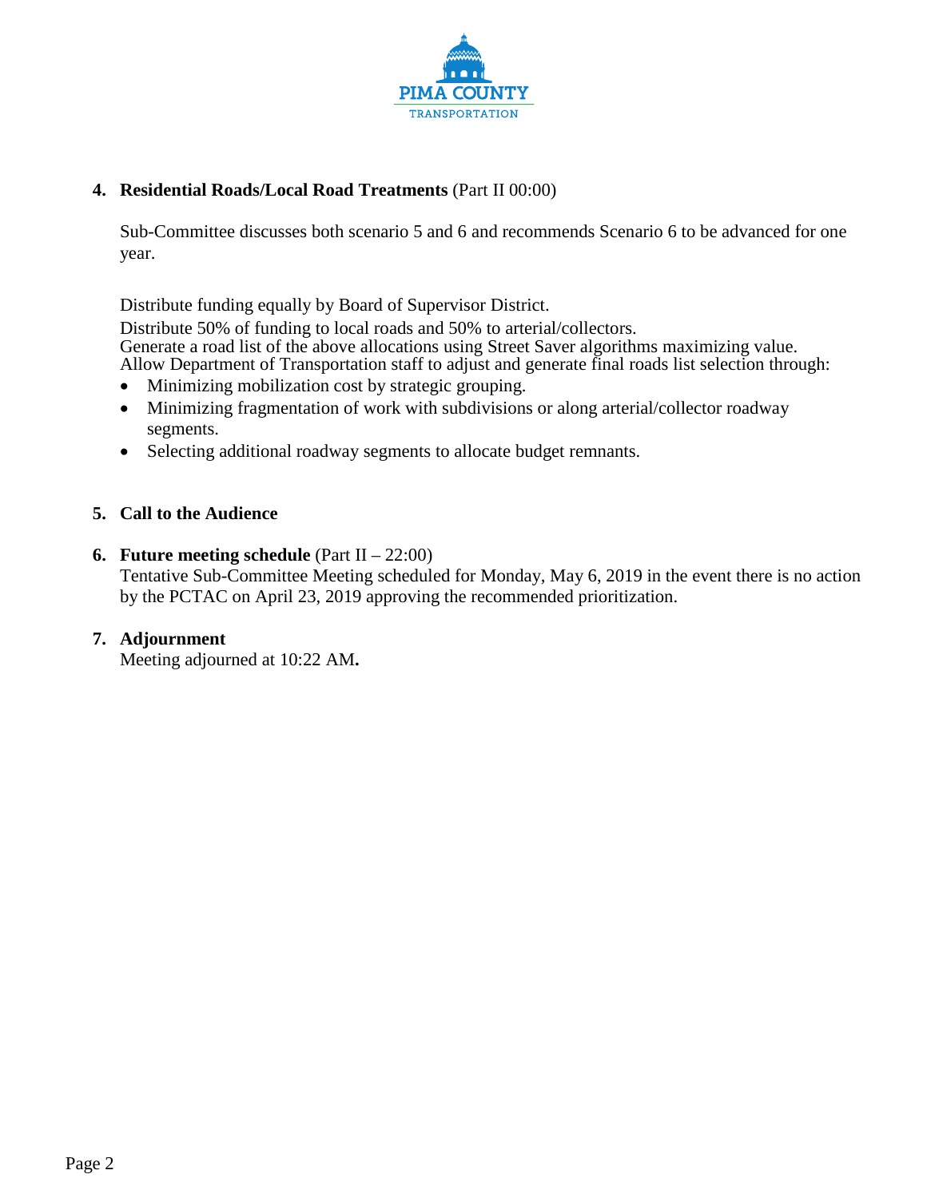4. **Residential Roads/Local Road Treatments** (Part II 00:00)

   Sub-Committee discusses both scenario 5 and 6 and recommends Scenario 6 to be advanced for one year.

   Distribute funding equally by Board of Supervisor District.
   Distribute 50% of funding to local roads and 50% to arterial/collectors.
   Generate a road list of the above allocations using Street Saver algorithms maximizing value.
   Allow Department of Transportation staff to adjust and generate final roads list selection through:

   - Minimizing mobilization cost by strategic grouping.
   - Minimizing fragmentation of work with subdivisions or along arterial/collector roadway segments.
   - Selecting additional roadway segments to allocate budget remnants.

5. **Call to the Audience**

6. **Future meeting schedule** (Part II – 22:00)
   Tentative Sub-Committee Meeting scheduled for Monday, May 6, 2019 in the event there is no action by the PCTAC on April 23, 2019 approving the recommended prioritization.

7. **Adjournment**
   Meeting adjourned at 10:22 AM**.**